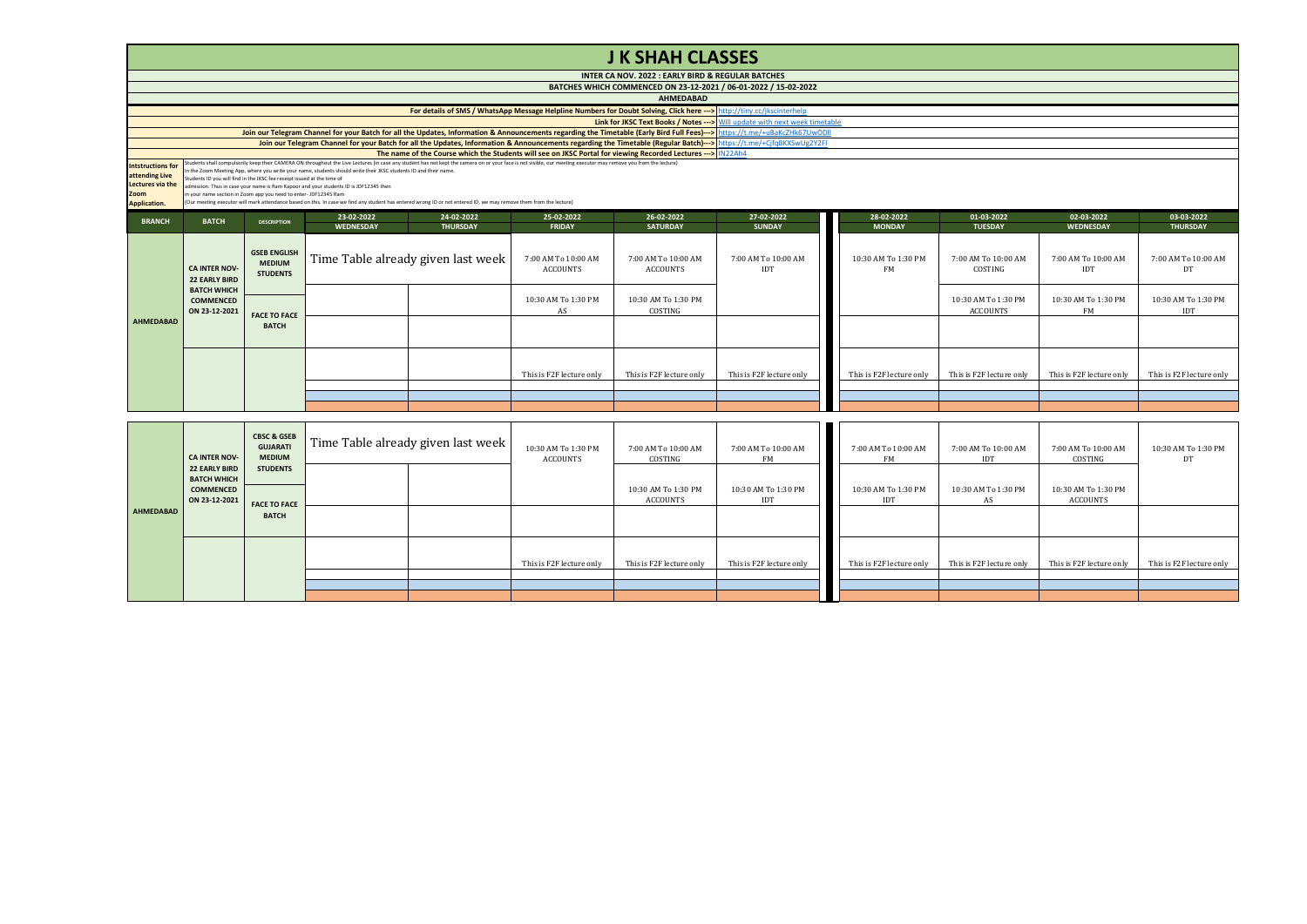# J K SHAH CLASSES

**INTER CA NOV. 2022 : EARLY BIRD & REGULAR BATCHES**

**BATCHES WHICH COMMENCED ON 23-12-2021 / 06-01-2022 / 15-02-2022**

**AHMEDABAD**

**For details of SMS / WhatsApp Message Helpline Numbers for Doubt Solving, Click here --->** http://tiny.cc/jkscinterhelp

**Link for JKSC Text Books / Notes --->** Will update with next week timetable

**Join our Telegram Channel for your Batch for all the Updates, Information & Announcements regarding the Timetable (Early Bird Full Fees)--->** https://t.me/+u8aKcZHk67UwODll

**Join our Telegram Channel for your Batch for all the Updates, Information & Announcements regarding the Timetable (Regular Batch)--->** https://t.me/+CjfqBKXSwUg2Y2FI

**The name of the Course which the Students will see on JKSC Portal for viewing Recorded Lectures --->** IN22Ah4

**Intstructions for attending Live Lectures via the Zoom Application.**

Students shall compulsorily keep their CAMERA ON throughout the Live Lectures (in case any student has not kept the camera on or your face is not visible, our meeting executor may remove you from the lecture)
In the Zoom Meeting App, where you write your name, students should write their JKSC students ID and their name.
Students ID you will find in the JKSC fee receipt issued at the time of admission. Thus in case your name is Ram Kapoor and your students ID is JDF12345 then in your name section in Zoom app you need to enter- JDF12345 Ram
(Our meeting executor will mark attendance based on this. In case we find any student has entered wrong ID or not entered ID, we may remove them from the lecture)

| BRANCH | BATCH | DESCRIPTION | 23-02-2022 WEDNESDAY | 24-02-2022 THURSDAY | 25-02-2022 FRIDAY | 26-02-2022 SATURDAY | 27-02-2022 SUNDAY | 28-02-2022 MONDAY | 01-03-2022 TUESDAY | 02-03-2022 WEDNESDAY | 03-03-2022 THURSDAY |
|---|---|---|---|---|---|---|---|---|---|---|---|
| AHMEDABAD | CA INTER NOV-22 EARLY BIRD BATCH WHICH COMMENCED ON 23-12-2021 | GSEB ENGLISH MEDIUM STUDENTS | Time Table already given last week | | 7:00 AM To 10:00 AM ACCOUNTS | 7:00 AM To 10:00 AM ACCOUNTS | 7:00 AM To 10:00 AM IDT | 10:30 AM To 1:30 PM FM | 7:00 AM To 10:00 AM COSTING | 7:00 AM To 10:00 AM IDT | 7:00 AM To 10:00 AM DT |
| | | FACE TO FACE BATCH | | | 10:30 AM To 1:30 PM AS | 10:30 AM To 1:30 PM COSTING | | | 10:30 AM To 1:30 PM ACCOUNTS | 10:30 AM To 1:30 PM FM | 10:30 AM To 1:30 PM IDT |
| | | | | | | | | | | | |
| | | | | | This is F2F lecture only | This is F2F lecture only | This is F2F lecture only | This is F2F lecture only | This is F2F lecture only | This is F2F lecture only | This is F2F lecture only |

| BRANCH | BATCH | DESCRIPTION | 23-02-2022 WEDNESDAY | 24-02-2022 THURSDAY | 25-02-2022 FRIDAY | 26-02-2022 SATURDAY | 27-02-2022 SUNDAY | 28-02-2022 MONDAY | 01-03-2022 TUESDAY | 02-03-2022 WEDNESDAY | 03-03-2022 THURSDAY |
|---|---|---|---|---|---|---|---|---|---|---|---|
| AHMEDABAD | CA INTER NOV-22 EARLY BIRD BATCH WHICH COMMENCED ON 23-12-2021 | CBSC & GSEB GUJARATI MEDIUM STUDENTS | Time Table already given last week | | 10:30 AM To 1:30 PM ACCOUNTS | 7:00 AM To 10:00 AM COSTING | 7:00 AM To 10:00 AM FM | 7:00 AM To 10:00 AM FM | 7:00 AM To 10:00 AM IDT | 7:00 AM To 10:00 AM COSTING | 10:30 AM To 1:30 PM DT |
| | | FACE TO FACE BATCH | | | | 10:30 AM To 1:30 PM ACCOUNTS | 10:30 AM To 1:30 PM IDT | 10:30 AM To 1:30 PM IDT | 10:30 AM To 1:30 PM AS | 10:30 AM To 1:30 PM ACCOUNTS | |
| | | | | | | | | | | | |
| | | | | | This is F2F lecture only | This is F2F lecture only | This is F2F lecture only | This is F2F lecture only | This is F2F lecture only | This is F2F lecture only | This is F2F lecture only |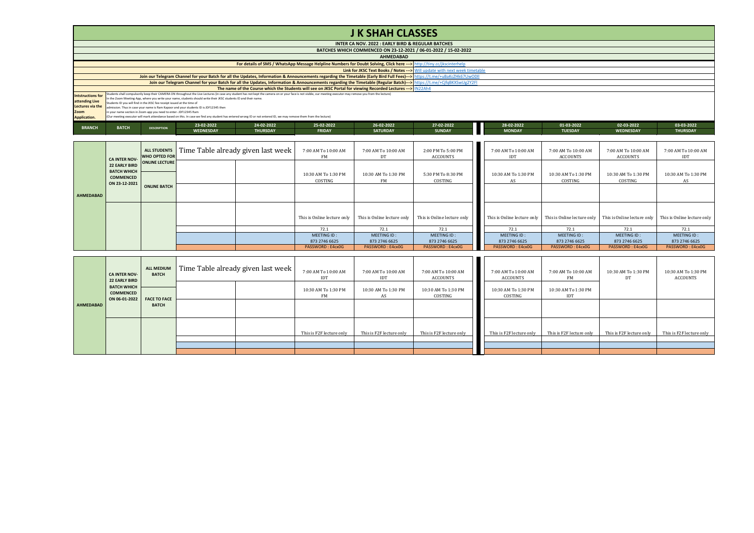# J K SHAH CLASSES

**INTER CA NOV. 2022 : EARLY BIRD & REGULAR BATCHES**

**BATCHES WHICH COMMENCED ON 23-12-2021 / 06-01-2022 / 15-02-2022**

**AHMEDABAD**

**For details of SMS / WhatsApp Message Helpline Numbers for Doubt Solving, Click here --->** http://tiny.cc/jkscinterhelp

**Link for JKSC Text Books / Notes --->** Will update with next week timetable

**Join our Telegram Channel for your Batch for all the Updates, Information & Announcements regarding the Timetable (Early Bird Full Fees)--->** https://t.me/+u8aKcZHk67UwODll

**Join our Telegram Channel for your Batch for all the Updates, Information & Announcements regarding the Timetable (Regular Batch)--->** https://t.me/+CjfqBKXSwUg2Y2FI

**The name of the Course which the Students will see on JKSC Portal for viewing Recorded Lectures --->** IN22Ah4

**Intstructions for attending Live Lectures via the Zoom Application.**

Students shall compulsorily keep their CAMERA ON throughout the Live Lectures (in case any student has not kept the camera on or your face is not visible, our meeting executor may remove you from the lecture)
In the Zoom Meeting App, where you write your name, students should write their JKSC students ID and their name.
Students ID you will find in the JKSC fee receipt issued at the time of admission. Thus in case your name is Ram Kapoor and your students ID is JDF12345 then in your name section in Zoom app you need to enter- JDF12345 Ram
(Our meeting executor will mark attendance based on this. In case we find any student has entered wrong ID or not entered ID, we may remove them from the lecture)

| BRANCH | BATCH | DESCRIPTION | 23-02-2022 WEDNESDAY | 24-02-2022 THURSDAY | 25-02-2022 FRIDAY | 26-02-2022 SATURDAY | 27-02-2022 SUNDAY | 28-02-2022 MONDAY | 01-03-2022 TUESDAY | 02-03-2022 WEDNESDAY | 03-03-2022 THURSDAY |
|---|---|---|---|---|---|---|---|---|---|---|---|
| AHMEDABAD | CA INTER NOV-22 EARLY BIRD BATCH WHICH COMMENCED ON 23-12-2021 | ALL STUDENTS WHO OPTED FOR ONLINE LECTURE | Time Table already given last week | | 7:00 AM To 10:00 AM FM | 7:00 AM To 10:00 AM DT | 2:00 PM To 5:00 PM ACCOUNTS | 7:00 AM To 10:00 AM IDT | 7:00 AM To 10:00 AM ACCOUNTS | 7:00 AM To 10:00 AM ACCOUNTS | 7:00 AM To 10:00 AM IDT |
| | | ONLINE BATCH | | | 10:30 AM To 1:30 PM COSTING | 10:30 AM To 1:30 PM FM | 5:30 PM To 8:30 PM COSTING | 10:30 AM To 1:30 PM AS | 10:30 AM To 1:30 PM COSTING | 10:30 AM To 1:30 PM COSTING | 10:30 AM To 1:30 PM AS |
| | | | | | | | | | | | |
| | | | | | This is Online lecture only | This is Online lecture only | This is Online lecture only | This is Online lecture only | This is Online lecture only | This is Online lecture only | This is Online lecture only |
| | | | | | 72.1 | 72.1 | 72.1 | 72.1 | 72.1 | 72.1 | 72.1 |
| | | | | | MEETING ID : 873 2746 6625 | MEETING ID : 873 2746 6625 | MEETING ID : 873 2746 6625 | MEETING ID : 873 2746 6625 | MEETING ID : 873 2746 6625 | MEETING ID : 873 2746 6625 | MEETING ID : 873 2746 6625 |
| | | | | | PASSWORD : E4cx0G | PASSWORD : E4cx0G | PASSWORD : E4cx0G | PASSWORD : E4cx0G | PASSWORD : E4cx0G | PASSWORD : E4cx0G | PASSWORD : E4cx0G |

| BRANCH | BATCH | DESCRIPTION | 23-02-2022 WEDNESDAY | 24-02-2022 THURSDAY | 25-02-2022 FRIDAY | 26-02-2022 SATURDAY | 27-02-2022 SUNDAY | 28-02-2022 MONDAY | 01-03-2022 TUESDAY | 02-03-2022 WEDNESDAY | 03-03-2022 THURSDAY |
|---|---|---|---|---|---|---|---|---|---|---|---|
| AHMEDABAD | CA INTER NOV-22 EARLY BIRD BATCH WHICH COMMENCED ON 06-01-2022 | ALL MEDIUM BATCH | Time Table already given last week | | 7:00 AM To 10:00 AM IDT | 7:00 AM To 10:00 AM IDT | 7:00 AM To 10:00 AM ACCOUNTS | 7:00 AM To 10:00 AM ACCOUNTS | 7:00 AM To 10:00 AM FM | 10:30 AM To 1:30 PM DT | 10:30 AM To 1:30 PM ACCOUNTS |
| | | FACE TO FACE BATCH | | | 10:30 AM To 1:30 PM FM | 10:30 AM To 1:30 PM AS | 10:30 AM To 1:30 PM COSTING | 10:30 AM To 1:30 PM COSTING | 10:30 AM To 1:30 PM IDT | | |
| | | | | | | | | | | | |
| | | | | | This is F2F lecture only | This is F2F lecture only | This is F2F lecture only | This is F2F lecture only | This is F2F lecture only | This is F2F lecture only | This is F2F lecture only |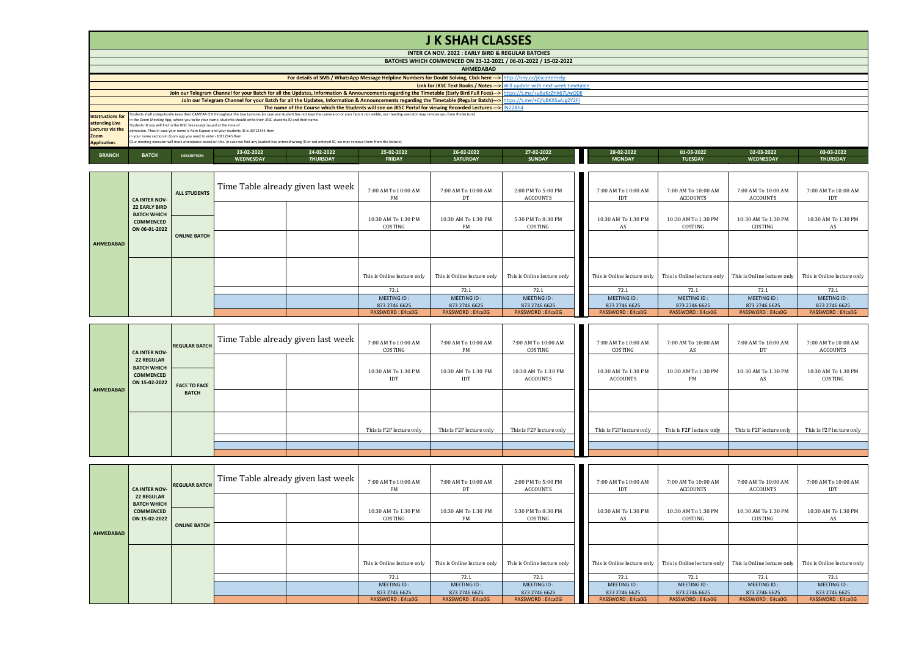# J K SHAH CLASSES

## INTER CA NOV. 2022 : EARLY BIRD & REGULAR BATCHES

### BATCHES WHICH COMMENCED ON 23-12-2021 / 06-01-2022 / 15-02-2022

### AHMEDABAD

For details of SMS / WhatsApp Message Helpline Numbers for Doubt Solving, Click here ---> http://tiny.cc/jkscinterhelp

Link for JKSC Text Books / Notes ---> Will update with next week timetable

Join our Telegram Channel for your Batch for all the Updates, Information & Announcements regarding the Timetable (Early Bird Full Fees)---> https://t.me/+u8aKcZHk67UwODll

Join our Telegram Channel for your Batch for all the Updates, Information & Announcements regarding the Timetable (Regular Batch)---> https://t.me/+CjfqBKXSwUg2Y2Fl

The name of the Course which the Students will see on JKSC Portal for viewing Recorded Lectures ---> IN22Ah4

**Intstructions for attending Live Lectures via the Zoom Application.**

Students shall compulsorily keep their CAMERA ON throughout the Live Lectures (in case any student has not kept the camera on or your face is not visible, our meeting executor may remove you from the lecture)
In the Zoom Meeting App, where you write your name, students should write their JKSC students ID and their name.
Students ID you will find in the JKSC fee receipt issued at the time of admission. Thus in case your name is Ram Kapoor and your students ID is JDF12345 then in your name section in Zoom app you need to enter:- JDF12345 Ram
(Our meeting executor will mark attendance based on this. In case we find any student has entered wrong ID or not entered ID, we may remove them from the lecture)

| BRANCH | BATCH | DESCRIPTION | 23-02-2022 WEDNESDAY | 24-02-2022 THURSDAY | 25-02-2022 FRIDAY | 26-02-2022 SATURDAY | 27-02-2022 SUNDAY | 28-02-2022 MONDAY | 01-03-2022 TUESDAY | 02-03-2022 WEDNESDAY | 03-03-2022 THURSDAY |
|---|---|---|---|---|---|---|---|---|---|---|---|
| AHMEDABAD | CA INTER NOV-22 EARLY BIRD BATCH WHICH COMMENCED ON 06-01-2022 | ALL STUDENTS | Time Table already given last week | | 7:00 AM To 10:00 AM FM | 7:00 AM To 10:00 AM DT | 2:00 PM To 5:00 PM ACCOUNTS | 7:00 AM To 10:00 AM IDT | 7:00 AM To 10:00 AM ACCOUNTS | 7:00 AM To 10:00 AM ACCOUNTS | 7:00 AM To 10:00 AM IDT |
| | | | | | 10:30 AM To 1:30 PM COSTING | 10:30 AM To 1:30 PM FM | 5:30 PM To 8:30 PM COSTING | 10:30 AM To 1:30 PM AS | 10:30 AM To 1:30 PM COSTING | 10:30 AM To 1:30 PM COSTING | 10:30 AM To 1:30 PM AS |
| | | ONLINE BATCH | | | | | | | | | |
| | | | | | This is Online lecture only | This is Online lecture only | This is Online lecture only | This is Online lecture only | This is Online lecture only | This is Online lecture only | This is Online lecture only |
| | | | | | 72.1 | 72.1 | 72.1 | 72.1 | 72.1 | 72.1 | 72.1 |
| | | | | | MEETING ID : 873 2746 6625 | MEETING ID : 873 2746 6625 | MEETING ID : 873 2746 6625 | MEETING ID : 873 2746 6625 | MEETING ID : 873 2746 6625 | MEETING ID : 873 2746 6625 | MEETING ID : 873 2746 6625 |
| | | | | | PASSWORD : E4cx0G | PASSWORD : E4cx0G | PASSWORD : E4cx0G | PASSWORD : E4cx0G | PASSWORD : E4cx0G | PASSWORD : E4cx0G | PASSWORD : E4cx0G |

| BRANCH | BATCH | DESCRIPTION | 23-02-2022 WEDNESDAY | 24-02-2022 THURSDAY | 25-02-2022 FRIDAY | 26-02-2022 SATURDAY | 27-02-2022 SUNDAY | 28-02-2022 MONDAY | 01-03-2022 TUESDAY | 02-03-2022 WEDNESDAY | 03-03-2022 THURSDAY |
|---|---|---|---|---|---|---|---|---|---|---|---|
| AHMEDABAD | CA INTER NOV-22 REGULAR BATCH WHICH COMMENCED ON 15-02-2022 | REGULAR BATCH | Time Table already given last week | | 7:00 AM To 10:00 AM COSTING | 7:00 AM To 10:00 AM FM | 7:00 AM To 10:00 AM COSTING | 7:00 AM To 10:00 AM COSTING | 7:00 AM To 10:00 AM AS | 7:00 AM To 10:00 AM DT | 7:00 AM To 10:00 AM ACCOUNTS |
| | | | | | 10:30 AM To 1:30 PM IDT | 10:30 AM To 1:30 PM IDT | 10:30 AM To 1:30 PM ACCOUNTS | 10:30 AM To 1:30 PM ACCOUNTS | 10:30 AM To 1:30 PM FM | 10:30 AM To 1:30 PM AS | 10:30 AM To 1:30 PM COSTING |
| | | FACE TO FACE BATCH | | | | | | | | | |
| | | | | | This is F2F lecture only | This is F2F lecture only | This is F2F lecture only | This is F2F lecture only | This is F2F lecture only | This is F2F lecture only | This is F2F lecture only |

| BRANCH | BATCH | DESCRIPTION | 23-02-2022 WEDNESDAY | 24-02-2022 THURSDAY | 25-02-2022 FRIDAY | 26-02-2022 SATURDAY | 27-02-2022 SUNDAY | 28-02-2022 MONDAY | 01-03-2022 TUESDAY | 02-03-2022 WEDNESDAY | 03-03-2022 THURSDAY |
|---|---|---|---|---|---|---|---|---|---|---|---|
| AHMEDABAD | CA INTER NOV-22 REGULAR BATCH WHICH COMMENCED ON 15-02-2022 | REGULAR BATCH | Time Table already given last week | | 7:00 AM To 10:00 AM FM | 7:00 AM To 10:00 AM DT | 2:00 PM To 5:00 PM ACCOUNTS | 7:00 AM To 10:00 AM IDT | 7:00 AM To 10:00 AM ACCOUNTS | 7:00 AM To 10:00 AM ACCOUNTS | 7:00 AM To 10:00 AM IDT |
| | | | | | 10:30 AM To 1:30 PM COSTING | 10:30 AM To 1:30 PM FM | 5:30 PM To 8:30 PM COSTING | 10:30 AM To 1:30 PM AS | 10:30 AM To 1:30 PM COSTING | 10:30 AM To 1:30 PM COSTING | 10:30 AM To 1:30 PM AS |
| | | ONLINE BATCH | | | | | | | | | |
| | | | | | This is Online lecture only | This is Online lecture only | This is Online lecture only | This is Online lecture only | This is Online lecture only | This is Online lecture only | This is Online lecture only |
| | | | | | 72.1 | 72.1 | 72.1 | 72.1 | 72.1 | 72.1 | 72.1 |
| | | | | | MEETING ID : 873 2746 6625 | MEETING ID : 873 2746 6625 | MEETING ID : 873 2746 6625 | MEETING ID : 873 2746 6625 | MEETING ID : 873 2746 6625 | MEETING ID : 873 2746 6625 | MEETING ID : 873 2746 6625 |
| | | | | | PASSWORD : E4cx0G | PASSWORD : E4cx0G | PASSWORD : E4cx0G | PASSWORD : E4cx0G | PASSWORD : E4cx0G | PASSWORD : E4cx0G | PASSWORD : E4cx0G |